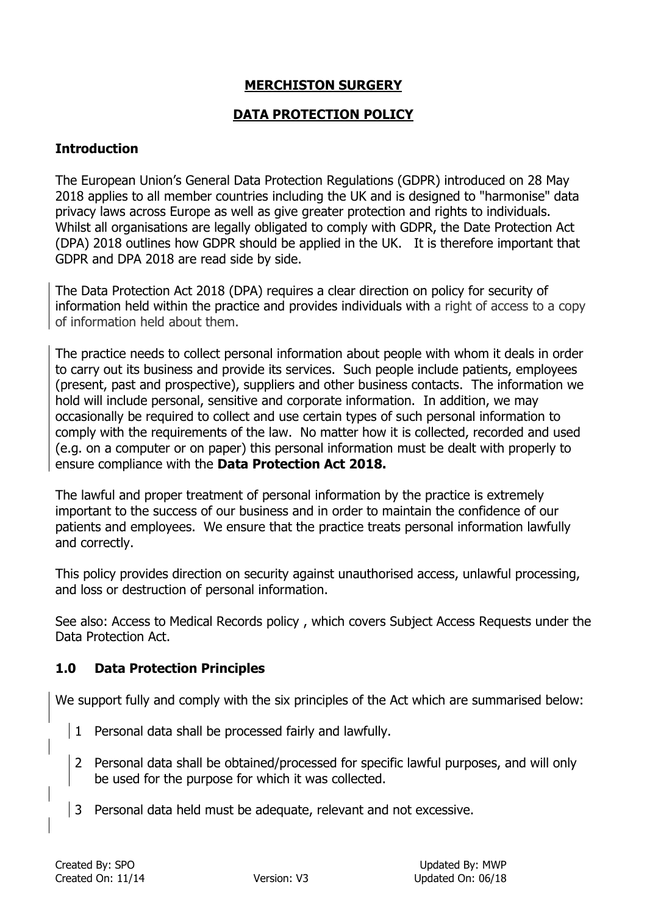**MERCHISTON SURGERY**

**DATA PROTECTION POLICY**

## Introduction

The European Union's General Data Protection Regulations (GDPR) introduced on 28 May 2018 applies to all member countries including the UK and is designed to "harmonise" data privacy laws across Europe as well as give greater protection and rights to individuals. Whilst all organisations are legally obligated to comply with GDPR, the Date Protection Act (DPA) 2018 outlines how GDPR should be applied in the UK. It is therefore important that GDPR and DPA 2018 are read side by side.

The Data Protection Act 2018 (DPA) requires a clear direction on policy for security of information held within the practice and provides individuals with a right of access to a copy of information held about them.

The practice needs to collect personal information about people with whom it deals in order to carry out its business and provide its services. Such people include patients, employees (present, past and prospective), suppliers and other business contacts. The information we hold will include personal, sensitive and corporate information. In addition, we may occasionally be required to collect and use certain types of such personal information to comply with the requirements of the law. No matter how it is collected, recorded and used (e.g. on a computer or on paper) this personal information must be dealt with properly to ensure compliance with the **Data Protection Act 2018.**

The lawful and proper treatment of personal information by the practice is extremely important to the success of our business and in order to maintain the confidence of our patients and employees. We ensure that the practice treats personal information lawfully and correctly.

This policy provides direction on security against unauthorised access, unlawful processing, and loss or destruction of personal information.

See also: Access to Medical Records policy , which covers Subject Access Requests under the Data Protection Act.

## 1.0 Data Protection Principles

We support fully and comply with the six principles of the Act which are summarised below:

1. Personal data shall be processed fairly and lawfully.
2. Personal data shall be obtained/processed for specific lawful purposes, and will only be used for the purpose for which it was collected.
3. Personal data held must be adequate, relevant and not excessive.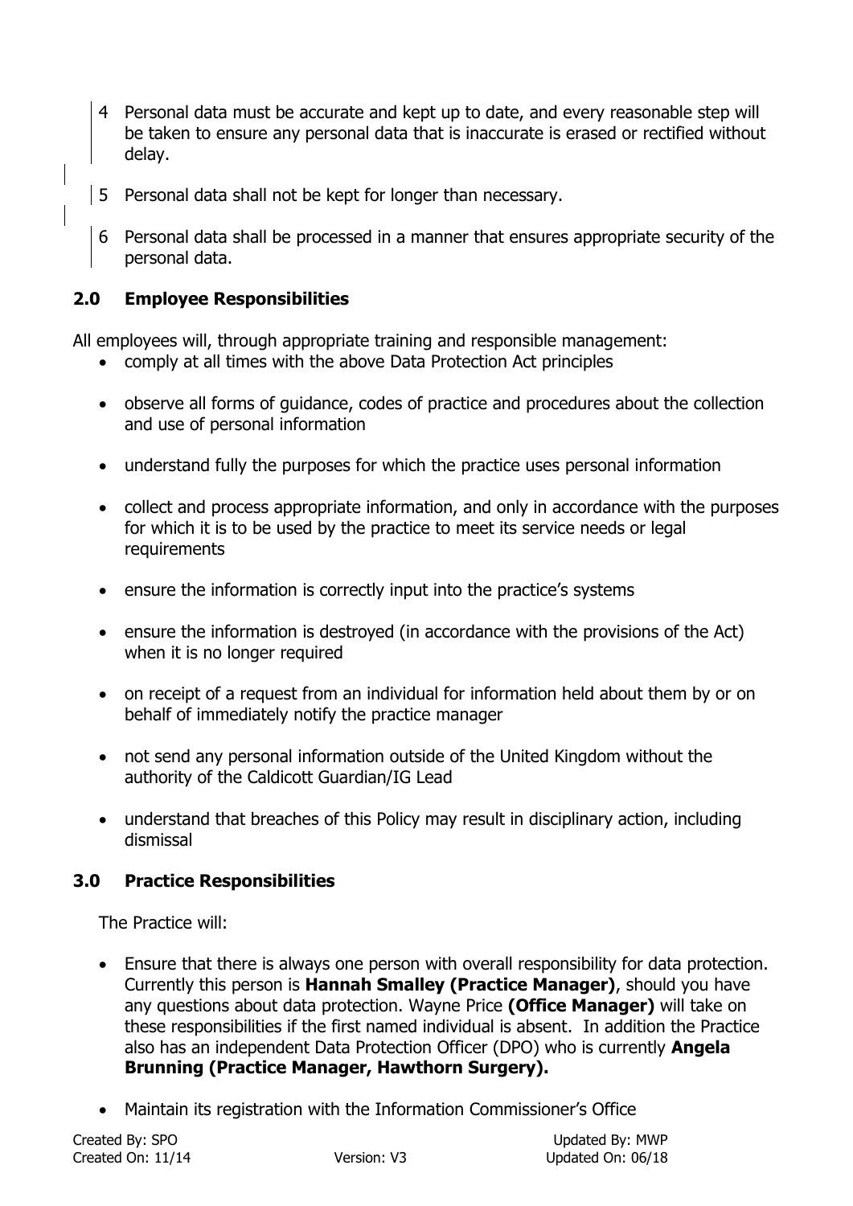4. Personal data must be accurate and kept up to date, and every reasonable step will be taken to ensure any personal data that is inaccurate is erased or rectified without delay.

5. Personal data shall not be kept for longer than necessary.

6. Personal data shall be processed in a manner that ensures appropriate security of the personal data.

## 2.0 Employee Responsibilities

All employees will, through appropriate training and responsible management:

- comply at all times with the above Data Protection Act principles
- observe all forms of guidance, codes of practice and procedures about the collection and use of personal information
- understand fully the purposes for which the practice uses personal information
- collect and process appropriate information, and only in accordance with the purposes for which it is to be used by the practice to meet its service needs or legal requirements
- ensure the information is correctly input into the practice's systems
- ensure the information is destroyed (in accordance with the provisions of the Act) when it is no longer required
- on receipt of a request from an individual for information held about them by or on behalf of immediately notify the practice manager
- not send any personal information outside of the United Kingdom without the authority of the Caldicott Guardian/IG Lead
- understand that breaches of this Policy may result in disciplinary action, including dismissal

## 3.0 Practice Responsibilities

The Practice will:

- Ensure that there is always one person with overall responsibility for data protection. Currently this person is **Hannah Smalley (Practice Manager)**, should you have any questions about data protection. Wayne Price **(Office Manager)** will take on these responsibilities if the first named individual is absent. In addition the Practice also has an independent Data Protection Officer (DPO) who is currently **Angela Brunning (Practice Manager, Hawthorn Surgery).**
- Maintain its registration with the Information Commissioner's Office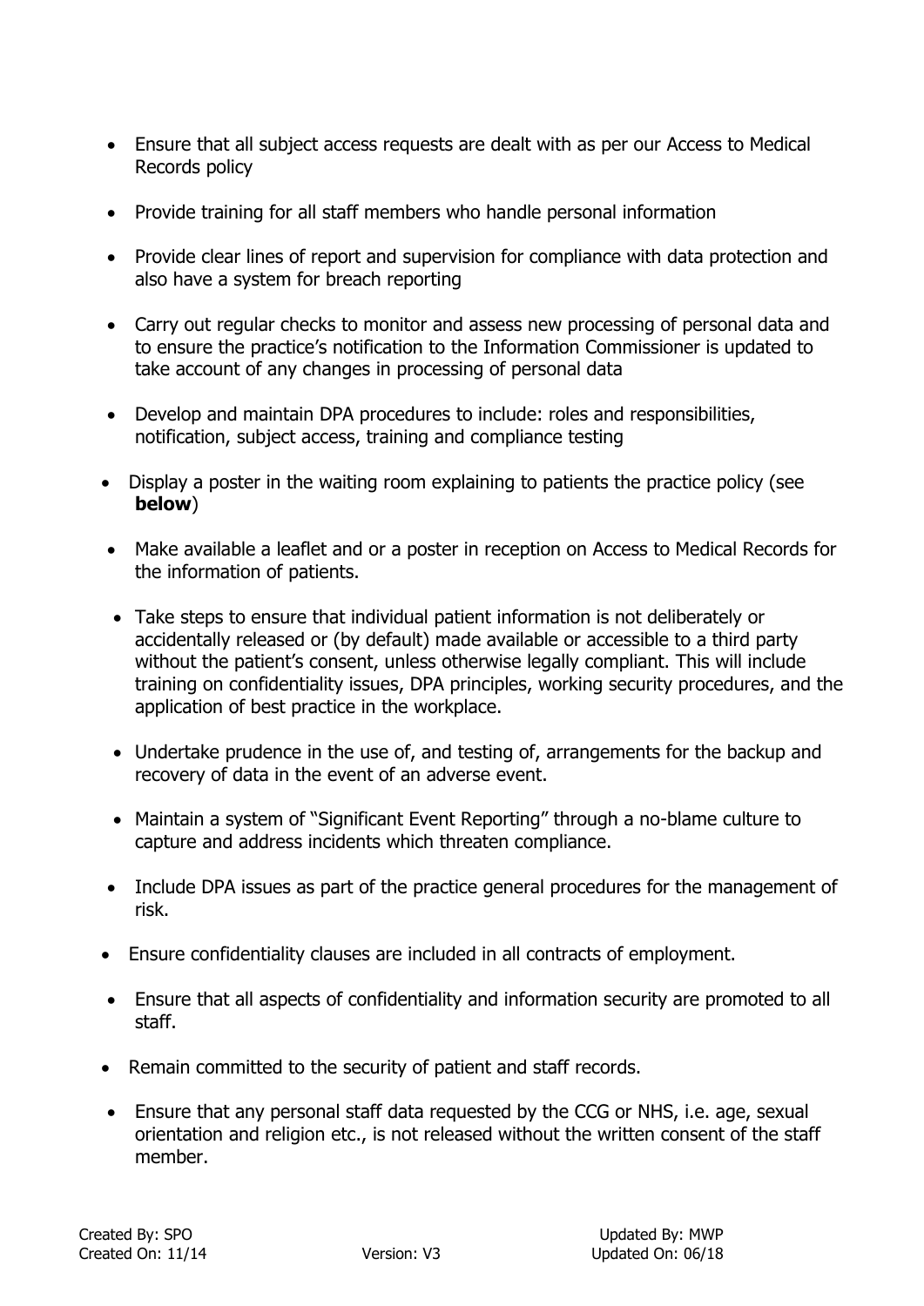- Ensure that all subject access requests are dealt with as per our Access to Medical Records policy
- Provide training for all staff members who handle personal information
- Provide clear lines of report and supervision for compliance with data protection and also have a system for breach reporting
- Carry out regular checks to monitor and assess new processing of personal data and to ensure the practice's notification to the Information Commissioner is updated to take account of any changes in processing of personal data
- Develop and maintain DPA procedures to include: roles and responsibilities, notification, subject access, training and compliance testing
- Display a poster in the waiting room explaining to patients the practice policy (see **below**)
- Make available a leaflet and or a poster in reception on Access to Medical Records for the information of patients.
- Take steps to ensure that individual patient information is not deliberately or accidentally released or (by default) made available or accessible to a third party without the patient's consent, unless otherwise legally compliant. This will include training on confidentiality issues, DPA principles, working security procedures, and the application of best practice in the workplace.
- Undertake prudence in the use of, and testing of, arrangements for the backup and recovery of data in the event of an adverse event.
- Maintain a system of "Significant Event Reporting" through a no-blame culture to capture and address incidents which threaten compliance.
- Include DPA issues as part of the practice general procedures for the management of risk.
- Ensure confidentiality clauses are included in all contracts of employment.
- Ensure that all aspects of confidentiality and information security are promoted to all staff.
- Remain committed to the security of patient and staff records.
- Ensure that any personal staff data requested by the CCG or NHS, i.e. age, sexual orientation and religion etc., is not released without the written consent of the staff member.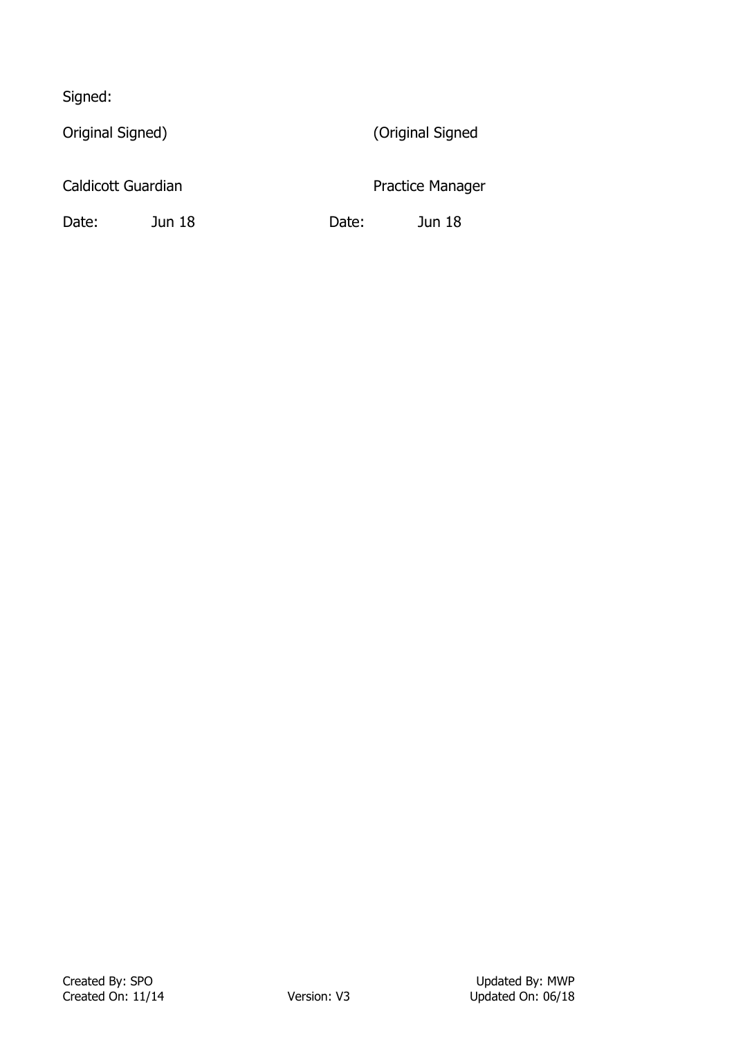Signed:

| Original Signed) | | (Original Signed | |
|---|---|---|---|
| Caldicott Guardian | | Practice Manager | |
| Date: | Jun 18 | Date: | Jun 18 |

Created By: SPO
Created On: 11/14

Version: V3

Updated By: MWP
Updated On: 06/18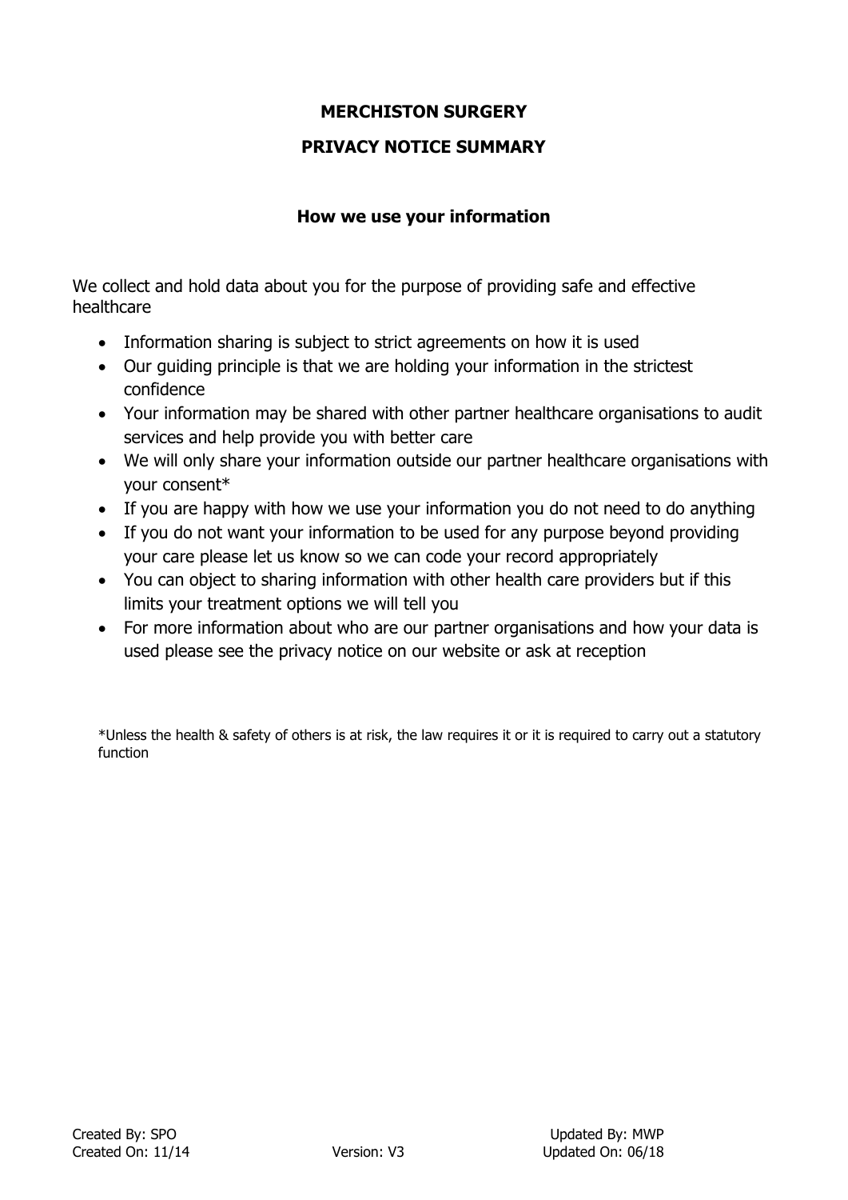**MERCHISTON SURGERY**

**PRIVACY NOTICE SUMMARY**

### How we use your information

We collect and hold data about you for the purpose of providing safe and effective healthcare

- Information sharing is subject to strict agreements on how it is used
- Our guiding principle is that we are holding your information in the strictest confidence
- Your information may be shared with other partner healthcare organisations to audit services and help provide you with better care
- We will only share your information outside our partner healthcare organisations with your consent*
- If you are happy with how we use your information you do not need to do anything
- If you do not want your information to be used for any purpose beyond providing your care please let us know so we can code your record appropriately
- You can object to sharing information with other health care providers but if this limits your treatment options we will tell you
- For more information about who are our partner organisations and how your data is used please see the privacy notice on our website or ask at reception

*Unless the health & safety of others is at risk, the law requires it or it is required to carry out a statutory function

Created By: SPO
Created On: 11/14
Version: V3
Updated By: MWP
Updated On: 06/18